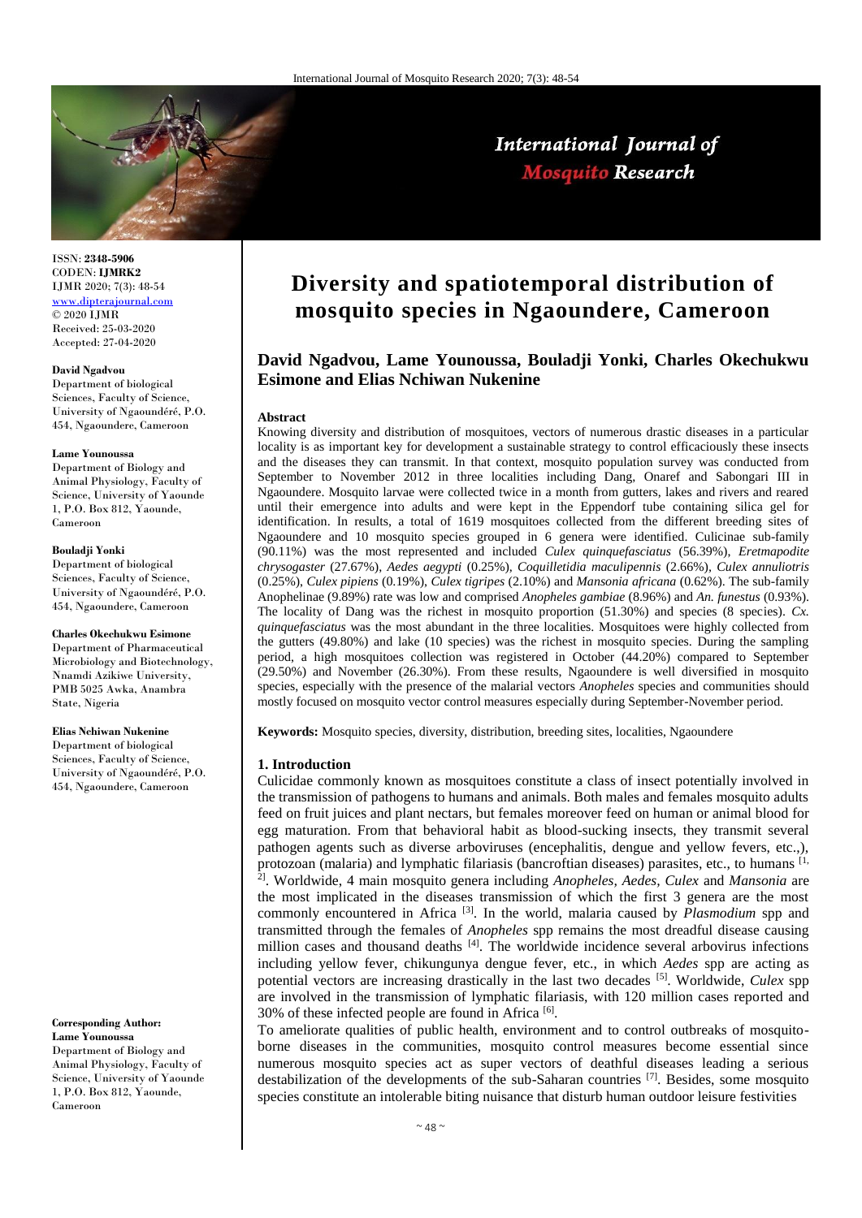# Diversity and spatiotemporal distribution of mosquito species in Ngaoundere, Cameroon

**David Ngadvou, Lame Younoussa, Bouladji Yonki, Charles Okechukwu Esimone and Elias Nchiwan Nukenine**

ISSN: **2348-5906**
CODEN: **IJMRK2**
IJMR 2020; 7(3): 48-54
www.dipterajournal.com
© 2020 IJMR
Received: 25-03-2020
Accepted: 27-04-2020

**David Ngadvou**
Department of biological Sciences, Faculty of Science, University of Ngaoundéré, P.O. 454, Ngaoundere, Cameroon

**Lame Younoussa**
Department of Biology and Animal Physiology, Faculty of Science, University of Yaounde 1, P.O. Box 812, Yaounde, Cameroon

**Bouladji Yonki**
Department of biological Sciences, Faculty of Science, University of Ngaoundéré, P.O. 454, Ngaoundere, Cameroon

**Charles Okechukwu Esimone**
Department of Pharmaceutical Microbiology and Biotechnology, Nnamdi Azikiwe University, PMB 5025 Awka, Anambra State, Nigeria

**Elias Nchiwan Nukenine**
Department of biological Sciences, Faculty of Science, University of Ngaoundéré, P.O. 454, Ngaoundere, Cameroon

**Corresponding Author:**
**Lame Younoussa**
Department of Biology and Animal Physiology, Faculty of Science, University of Yaounde 1, P.O. Box 812, Yaounde, Cameroon

### Abstract

Knowing diversity and distribution of mosquitoes, vectors of numerous drastic diseases in a particular locality is as important key for development a sustainable strategy to control efficaciously these insects and the diseases they can transmit. In that context, mosquito population survey was conducted from September to November 2012 in three localities including Dang, Onaref and Sabongari III in Ngaoundere. Mosquito larvae were collected twice in a month from gutters, lakes and rivers and reared until their emergence into adults and were kept in the Eppendorf tube containing silica gel for identification. In results, a total of 1619 mosquitoes collected from the different breeding sites of Ngaoundere and 10 mosquito species grouped in 6 genera were identified. Culicinae sub-family (90.11%) was the most represented and included *Culex quinquefasciatus* (56.39%), *Eretmapodite chrysogaster* (27.67%), *Aedes aegypti* (0.25%), *Coquilletidia maculipennis* (2.66%), *Culex annuliotris* (0.25%), *Culex pipiens* (0.19%), *Culex tigripes* (2.10%) and *Mansonia africana* (0.62%). The sub-family Anophelinae (9.89%) rate was low and comprised *Anopheles gambiae* (8.96%) and *An. funestus* (0.93%). The locality of Dang was the richest in mosquito proportion (51.30%) and species (8 species). *Cx. quinquefasciatus* was the most abundant in the three localities. Mosquitoes were highly collected from the gutters (49.80%) and lake (10 species) was the richest in mosquito species. During the sampling period, a high mosquitoes collection was registered in October (44.20%) compared to September (29.50%) and November (26.30%). From these results, Ngaoundere is well diversified in mosquito species, especially with the presence of the malarial vectors *Anopheles* species and communities should mostly focused on mosquito vector control measures especially during September-November period.

**Keywords:** Mosquito species, diversity, distribution, breeding sites, localities, Ngaoundere

## 1. Introduction

Culicidae commonly known as mosquitoes constitute a class of insect potentially involved in the transmission of pathogens to humans and animals. Both males and females mosquito adults feed on fruit juices and plant nectars, but females moreover feed on human or animal blood for egg maturation. From that behavioral habit as blood-sucking insects, they transmit several pathogen agents such as diverse arboviruses (encephalitis, dengue and yellow fevers, etc.,), protozoan (malaria) and lymphatic filariasis (bancroftian diseases) parasites, etc., to humans [1, 2]. Worldwide, 4 main mosquito genera including *Anopheles, Aedes, Culex* and *Mansonia* are the most implicated in the diseases transmission of which the first 3 genera are the most commonly encountered in Africa [3]. In the world, malaria caused by *Plasmodium* spp and transmitted through the females of *Anopheles* spp remains the most dreadful disease causing million cases and thousand deaths [4]. The worldwide incidence several arbovirus infections including yellow fever, chikungunya dengue fever, etc., in which *Aedes* spp are acting as potential vectors are increasing drastically in the last two decades [5]. Worldwide, *Culex* spp are involved in the transmission of lymphatic filariasis, with 120 million cases reported and 30% of these infected people are found in Africa [6].

To ameliorate qualities of public health, environment and to control outbreaks of mosquito-borne diseases in the communities, mosquito control measures become essential since numerous mosquito species act as super vectors of deathful diseases leading a serious destabilization of the developments of the sub-Saharan countries [7]. Besides, some mosquito species constitute an intolerable biting nuisance that disturb human outdoor leisure festivities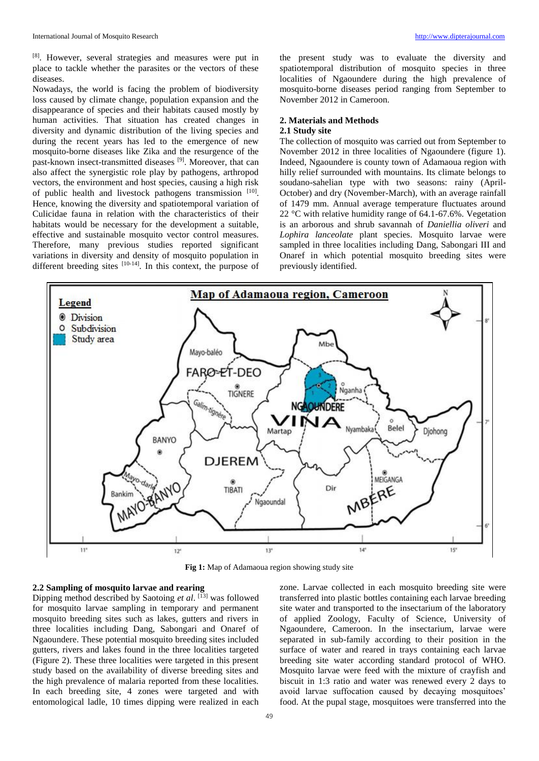[8]. However, several strategies and measures were put in place to tackle whether the parasites or the vectors of these diseases.

Nowadays, the world is facing the problem of biodiversity loss caused by climate change, population expansion and the disappearance of species and their habitats caused mostly by human activities. That situation has created changes in diversity and dynamic distribution of the living species and during the recent years has led to the emergence of new mosquito-borne diseases like Zika and the resurgence of the past-known insect-transmitted diseases [9]. Moreover, that can also affect the synergistic role play by pathogens, arthropod vectors, the environment and host species, causing a high risk of public health and livestock pathogens transmission [10]. Hence, knowing the diversity and spatiotemporal variation of Culicidae fauna in relation with the characteristics of their habitats would be necessary for the development a suitable, effective and sustainable mosquito vector control measures. Therefore, many previous studies reported significant variations in diversity and density of mosquito population in different breeding sites [10-14]. In this context, the purpose of the present study was to evaluate the diversity and spatiotemporal distribution of mosquito species in three localities of Ngaoundere during the high prevalence of mosquito-borne diseases period ranging from September to November 2012 in Cameroon.

## 2. Materials and Methods

### 2.1 Study site

The collection of mosquito was carried out from September to November 2012 in three localities of Ngaoundere (figure 1). Indeed, Ngaoundere is county town of Adamaoua region with hilly relief surrounded with mountains. Its climate belongs to soudano-sahelian type with two seasons: rainy (April-October) and dry (November-March), with an average rainfall of 1479 mm. Annual average temperature fluctuates around 22 °C with relative humidity range of 64.1-67.6%. Vegetation is an arborous and shrub savannah of *Daniellia oliveri* and *Lophira lanceolate* plant species. Mosquito larvae were sampled in three localities including Dang, Sabongari III and Onaref in which potential mosquito breeding sites were previously identified.

**Fig 1:** Map of Adamaoua region showing study site

### 2.2 Sampling of mosquito larvae and rearing

Dipping method described by Saotoing *et al*. [13] was followed for mosquito larvae sampling in temporary and permanent mosquito breeding sites such as lakes, gutters and rivers in three localities including Dang, Sabongari and Onaref of Ngaoundere. These potential mosquito breeding sites included gutters, rivers and lakes found in the three localities targeted (Figure 2). These three localities were targeted in this present study based on the availability of diverse breeding sites and the high prevalence of malaria reported from these localities. In each breeding site, 4 zones were targeted and with entomological ladle, 10 times dipping were realized in each zone. Larvae collected in each mosquito breeding site were transferred into plastic bottles containing each larvae breeding site water and transported to the insectarium of the laboratory of applied Zoology, Faculty of Science, University of Ngaoundere, Cameroon. In the insectarium, larvae were separated in sub-family according to their position in the surface of water and reared in trays containing each larvae breeding site water according standard protocol of WHO. Mosquito larvae were feed with the mixture of crayfish and biscuit in 1:3 ratio and water was renewed every 2 days to avoid larvae suffocation caused by decaying mosquitoes' food. At the pupal stage, mosquitoes were transferred into the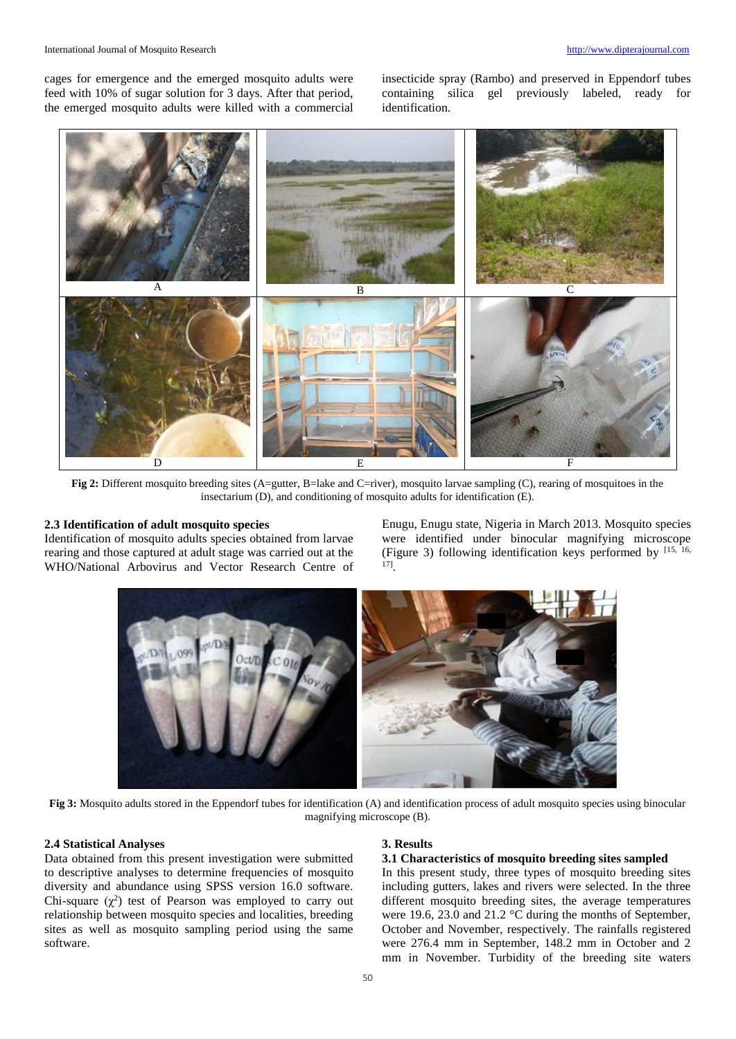cages for emergence and the emerged mosquito adults were feed with 10% of sugar solution for 3 days. After that period, the emerged mosquito adults were killed with a commercial insecticide spray (Rambo) and preserved in Eppendorf tubes containing silica gel previously labeled, ready for identification.

**Fig 2:** Different mosquito breeding sites (A=gutter, B=lake and C=river), mosquito larvae sampling (C), rearing of mosquitoes in the insectarium (D), and conditioning of mosquito adults for identification (E).

### 2.3 Identification of adult mosquito species

Identification of mosquito adults species obtained from larvae rearing and those captured at adult stage was carried out at the WHO/National Arbovirus and Vector Research Centre of Enugu, Enugu state, Nigeria in March 2013. Mosquito species were identified under binocular magnifying microscope (Figure 3) following identification keys performed by [15, 16, 17].

**Fig 3:** Mosquito adults stored in the Eppendorf tubes for identification (A) and identification process of adult mosquito species using binocular magnifying microscope (B).

### 2.4 Statistical Analyses

Data obtained from this present investigation were submitted to descriptive analyses to determine frequencies of mosquito diversity and abundance using SPSS version 16.0 software. Chi-square ($\chi^2$) test of Pearson was employed to carry out relationship between mosquito species and localities, breeding sites as well as mosquito sampling period using the same software.

## 3. Results

### 3.1 Characteristics of mosquito breeding sites sampled

In this present study, three types of mosquito breeding sites including gutters, lakes and rivers were selected. In the three different mosquito breeding sites, the average temperatures were 19.6, 23.0 and 21.2 °C during the months of September, October and November, respectively. The rainfalls registered were 276.4 mm in September, 148.2 mm in October and 2 mm in November. Turbidity of the breeding site waters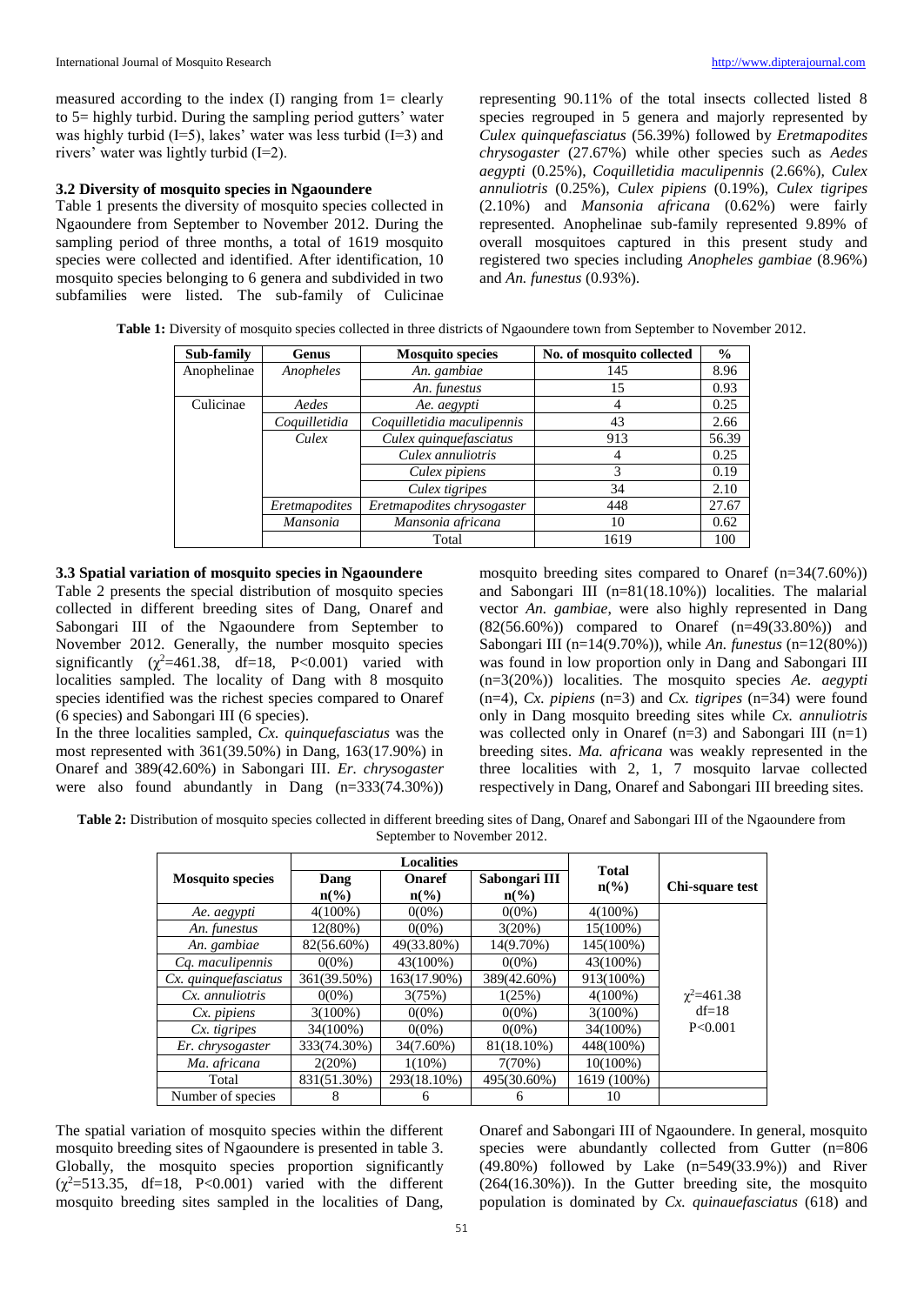measured according to the index (I) ranging from 1= clearly to 5= highly turbid. During the sampling period gutters' water was highly turbid (I=5), lakes' water was less turbid (I=3) and rivers' water was lightly turbid (I=2).

### 3.2 Diversity of mosquito species in Ngaoundere

Table 1 presents the diversity of mosquito species collected in Ngaoundere from September to November 2012. During the sampling period of three months, a total of 1619 mosquito species were collected and identified. After identification, 10 mosquito species belonging to 6 genera and subdivided in two subfamilies were listed. The sub-family of Culicinae representing 90.11% of the total insects collected listed 8 species regrouped in 5 genera and majorly represented by *Culex quinquefasciatus* (56.39%) followed by *Eretmapodites chrysogaster* (27.67%) while other species such as *Aedes aegypti* (0.25%), *Coquilletidia maculipennis* (2.66%), *Culex annuliotris* (0.25%), *Culex pipiens* (0.19%), *Culex tigripes* (2.10%) and *Mansonia africana* (0.62%) were fairly represented. Anophelinae sub-family represented 9.89% of overall mosquitoes captured in this present study and registered two species including *Anopheles gambiae* (8.96%) and *An. funestus* (0.93%).

**Table 1:** Diversity of mosquito species collected in three districts of Ngaoundere town from September to November 2012.

| Sub-family | Genus | Mosquito species | No. of mosquito collected | % |
|---|---|---|---|---|
| Anophelinae | *Anopheles* | *An. gambiae* | 145 | 8.96 |
| | | *An. funestus* | 15 | 0.93 |
| Culicinae | *Aedes* | *Ae. aegypti* | 4 | 0.25 |
| | *Coquilletidia* | *Coquilletidia maculipennis* | 43 | 2.66 |
| | *Culex* | *Culex quinquefasciatus* | 913 | 56.39 |
| | | *Culex annuliotris* | 4 | 0.25 |
| | | *Culex pipiens* | 3 | 0.19 |
| | | *Culex tigripes* | 34 | 2.10 |
| | *Eretmapodites* | *Eretmapodites chrysogaster* | 448 | 27.67 |
| | *Mansonia* | *Mansonia africana* | 10 | 0.62 |
| | | Total | 1619 | 100 |

### 3.3 Spatial variation of mosquito species in Ngaoundere

Table 2 presents the special distribution of mosquito species collected in different breeding sites of Dang, Onaref and Sabongari III of the Ngaoundere from September to November 2012. Generally, the number mosquito species significantly ($\chi^2$=461.38, df=18, P<0.001) varied with localities sampled. The locality of Dang with 8 mosquito species identified was the richest species compared to Onaref (6 species) and Sabongari III (6 species).

In the three localities sampled, *Cx. quinquefasciatus* was the most represented with 361(39.50%) in Dang, 163(17.90%) in Onaref and 389(42.60%) in Sabongari III. *Er. chrysogaster* were also found abundantly in Dang (n=333(74.30%)) mosquito breeding sites compared to Onaref (n=34(7.60%)) and Sabongari III (n=81(18.10%)) localities. The malarial vector *An. gambiae*, were also highly represented in Dang (82(56.60%)) compared to Onaref (n=49(33.80%)) and Sabongari III (n=14(9.70%)), while *An. funestus* (n=12(80%)) was found in low proportion only in Dang and Sabongari III (n=3(20%)) localities. The mosquito species *Ae. aegypti* (n=4), *Cx. pipiens* (n=3) and *Cx. tigripes* (n=34) were found only in Dang mosquito breeding sites while *Cx. annuliotris* was collected only in Onaref (n=3) and Sabongari III (n=1) breeding sites. *Ma. africana* was weakly represented in the three localities with 2, 1, 7 mosquito larvae collected respectively in Dang, Onaref and Sabongari III breeding sites.

**Table 2:** Distribution of mosquito species collected in different breeding sites of Dang, Onaref and Sabongari III of the Ngaoundere from September to November 2012.

| Mosquito species | Localities | | | Total n(%) | Chi-square test |
|---|---|---|---|---|---|
| | Dang n(%) | Onaref n(%) | Sabongari III n(%) | | |
| *Ae. aegypti* | 4(100%) | 0(0%) | 0(0%) | 4(100%) | |
| *An. funestus* | 12(80%) | 0(0%) | 3(20%) | 15(100%) | |
| *An. gambiae* | 82(56.60%) | 49(33.80%) | 14(9.70%) | 145(100%) | |
| *Cq. maculipennis* | 0(0%) | 43(100%) | 0(0%) | 43(100%) | |
| *Cx. quinquefasciatus* | 361(39.50%) | 163(17.90%) | 389(42.60%) | 913(100%) | |
| *Cx. annuliotris* | 0(0%) | 3(75%) | 1(25%) | 4(100%) | $\chi^2$=461.38 |
| *Cx. pipiens* | 3(100%) | 0(0%) | 0(0%) | 3(100%) | df=18 |
| *Cx. tigripes* | 34(100%) | 0(0%) | 0(0%) | 34(100%) | P<0.001 |
| *Er. chrysogaster* | 333(74.30%) | 34(7.60%) | 81(18.10%) | 448(100%) | |
| *Ma. africana* | 2(20%) | 1(10%) | 7(70%) | 10(100%) | |
| Total | 831(51.30%) | 293(18.10%) | 495(30.60%) | 1619 (100%) | |
| Number of species | 8 | 6 | 6 | 10 | |

The spatial variation of mosquito species within the different mosquito breeding sites of Ngaoundere is presented in table 3. Globally, the mosquito species proportion significantly ($\chi^2$=513.35, df=18, P<0.001) varied with the different mosquito breeding sites sampled in the localities of Dang, Onaref and Sabongari III of Ngaoundere. In general, mosquito species were abundantly collected from Gutter (n=806 (49.80%) followed by Lake (n=549(33.9%)) and River (264(16.30%)). In the Gutter breeding site, the mosquito population is dominated by *Cx. quinauefasciatus* (618) and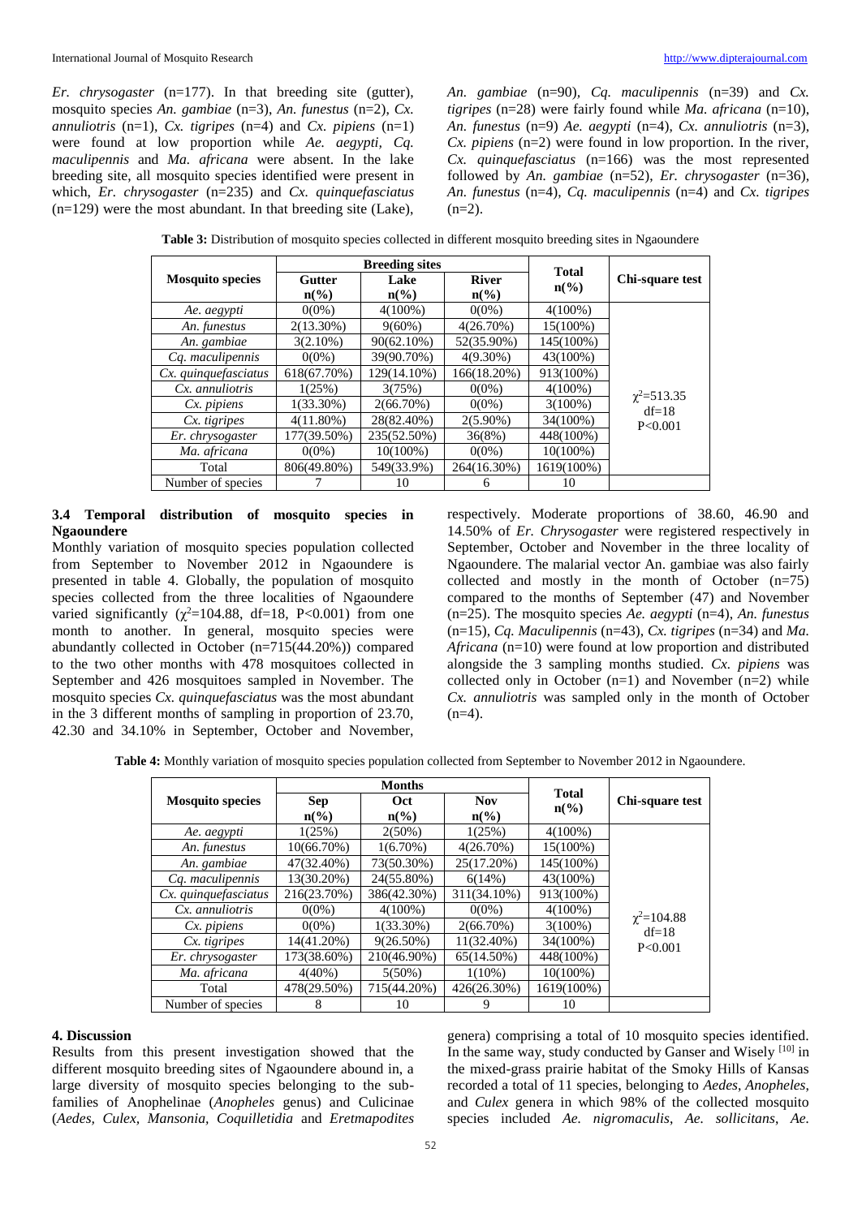*Er. chrysogaster* (n=177). In that breeding site (gutter), mosquito species *An. gambiae* (n=3), *An. funestus* (n=2), *Cx. annuliotris* (n=1), *Cx. tigripes* (n=4) and *Cx. pipiens* (n=1) were found at low proportion while *Ae. aegypti, Cq. maculipennis* and *Ma. africana* were absent. In the lake breeding site, all mosquito species identified were present in which, *Er. chrysogaster* (n=235) and *Cx. quinquefasciatus* (n=129) were the most abundant. In that breeding site (Lake), *An. gambiae* (n=90), *Cq. maculipennis* (n=39) and *Cx. tigripes* (n=28) were fairly found while *Ma. africana* (n=10), *An. funestus* (n=9) *Ae. aegypti* (n=4), *Cx. annuliotris* (n=3), *Cx. pipiens* (n=2) were found in low proportion. In the river, *Cx. quinquefasciatus* (n=166) was the most represented followed by *An. gambiae* (n=52), *Er. chrysogaster* (n=36), *An. funestus* (n=4), *Cq. maculipennis* (n=4) and *Cx. tigripes* (n=2).

**Table 3:** Distribution of mosquito species collected in different mosquito breeding sites in Ngaoundere

| Mosquito species | Breeding sites | | | Total n(%) | Chi-square test |
|---|---|---|---|---|---|
| | Gutter n(%) | Lake n(%) | River n(%) | | |
| *Ae. aegypti* | 0(0%) | 4(100%) | 0(0%) | 4(100%) | $\chi^2$=513.35 df=18 P<0.001 |
| *An. funestus* | 2(13.30%) | 9(60%) | 4(26.70%) | 15(100%) | |
| *An. gambiae* | 3(2.10%) | 90(62.10%) | 52(35.90%) | 145(100%) | |
| *Cq. maculipennis* | 0(0%) | 39(90.70%) | 4(9.30%) | 43(100%) | |
| *Cx. quinquefasciatus* | 618(67.70%) | 129(14.10%) | 166(18.20%) | 913(100%) | |
| *Cx. annuliotris* | 1(25%) | 3(75%) | 0(0%) | 4(100%) | |
| *Cx. pipiens* | 1(33.30%) | 2(66.70%) | 0(0%) | 3(100%) | |
| *Cx. tigripes* | 4(11.80%) | 28(82.40%) | 2(5.90%) | 34(100%) | |
| *Er. chrysogaster* | 177(39.50%) | 235(52.50%) | 36(8%) | 448(100%) | |
| *Ma. africana* | 0(0%) | 10(100%) | 0(0%) | 10(100%) | |
| Total | 806(49.80%) | 549(33.9%) | 264(16.30%) | 1619(100%) | |
| Number of species | 7 | 10 | 6 | 10 | |

### 3.4 Temporal distribution of mosquito species in Ngaoundere

Monthly variation of mosquito species population collected from September to November 2012 in Ngaoundere is presented in table 4. Globally, the population of mosquito species collected from the three localities of Ngaoundere varied significantly ($\chi^2$=104.88, df=18, P<0.001) from one month to another. In general, mosquito species were abundantly collected in October (n=715(44.20%)) compared to the two other months with 478 mosquitoes collected in September and 426 mosquitoes sampled in November. The mosquito species *Cx. quinquefasciatus* was the most abundant in the 3 different months of sampling in proportion of 23.70, 42.30 and 34.10% in September, October and November, respectively. Moderate proportions of 38.60, 46.90 and 14.50% of *Er. Chrysogaster* were registered respectively in September, October and November in the three locality of Ngaoundere. The malarial vector An. gambiae was also fairly collected and mostly in the month of October (n=75) compared to the months of September (47) and November (n=25). The mosquito species *Ae. aegypti* (n=4), *An. funestus* (n=15), *Cq. Maculipennis* (n=43), *Cx. tigripes* (n=34) and *Ma. Africana* (n=10) were found at low proportion and distributed alongside the 3 sampling months studied. *Cx. pipiens* was collected only in October (n=1) and November (n=2) while *Cx. annuliotris* was sampled only in the month of October (n=4).

**Table 4:** Monthly variation of mosquito species population collected from September to November 2012 in Ngaoundere.

| Mosquito species | Months | | | Total n(%) | Chi-square test |
|---|---|---|---|---|---|
| | Sep n(%) | Oct n(%) | Nov n(%) | | |
| *Ae. aegypti* | 1(25%) | 2(50%) | 1(25%) | 4(100%) | $\chi^2$=104.88 df=18 P<0.001 |
| *An. funestus* | 10(66.70%) | 1(6.70%) | 4(26.70%) | 15(100%) | |
| *An. gambiae* | 47(32.40%) | 73(50.30%) | 25(17.20%) | 145(100%) | |
| *Cq. maculipennis* | 13(30.20%) | 24(55.80%) | 6(14%) | 43(100%) | |
| *Cx. quinquefasciatus* | 216(23.70%) | 386(42.30%) | 311(34.10%) | 913(100%) | |
| *Cx. annuliotris* | 0(0%) | 4(100%) | 0(0%) | 4(100%) | |
| *Cx. pipiens* | 0(0%) | 1(33.30%) | 2(66.70%) | 3(100%) | |
| *Cx. tigripes* | 14(41.20%) | 9(26.50%) | 11(32.40%) | 34(100%) | |
| *Er. chrysogaster* | 173(38.60%) | 210(46.90%) | 65(14.50%) | 448(100%) | |
| *Ma. africana* | 4(40%) | 5(50%) | 1(10%) | 10(100%) | |
| Total | 478(29.50%) | 715(44.20%) | 426(26.30%) | 1619(100%) | |
| Number of species | 8 | 10 | 9 | 10 | |

## 4. Discussion

Results from this present investigation showed that the different mosquito breeding sites of Ngaoundere abound in, a large diversity of mosquito species belonging to the sub-families of Anophelinae (*Anopheles* genus) and Culicinae (*Aedes, Culex, Mansonia, Coquilletidia* and *Eretmapodites* genera) comprising a total of 10 mosquito species identified. In the same way, study conducted by Ganser and Wisely [10] in the mixed-grass prairie habitat of the Smoky Hills of Kansas recorded a total of 11 species, belonging to *Aedes, Anopheles*, and *Culex* genera in which 98% of the collected mosquito species included *Ae. nigromaculis, Ae. sollicitans, Ae.*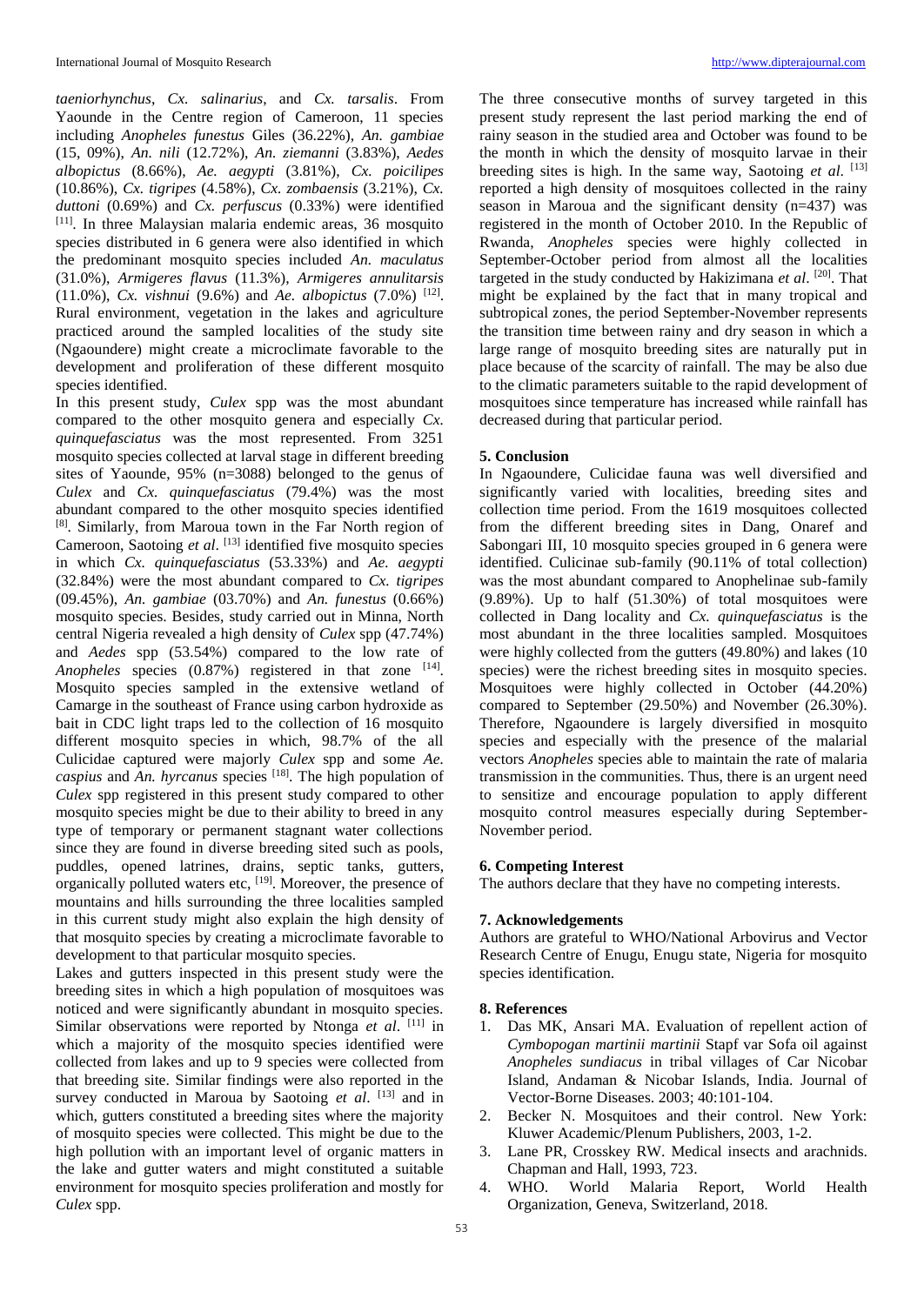*taeniorhynchus*, *Cx. salinarius*, and *Cx. tarsalis*. From Yaounde in the Centre region of Cameroon, 11 species including *Anopheles funestus* Giles (36.22%), *An. gambiae* (15, 09%), *An. nili* (12.72%), *An. ziemanni* (3.83%), *Aedes albopictus* (8.66%), *Ae. aegypti* (3.81%), *Cx. poicilipes* (10.86%), *Cx. tigripes* (4.58%), *Cx. zombaensis* (3.21%), *Cx. duttoni* (0.69%) and *Cx. perfuscus* (0.33%) were identified [11]. In three Malaysian malaria endemic areas, 36 mosquito species distributed in 6 genera were also identified in which the predominant mosquito species included *An. maculatus* (31.0%), *Armigeres flavus* (11.3%), *Armigeres annulitarsis* (11.0%), *Cx. vishnui* (9.6%) and *Ae. albopictus* (7.0%) [12]. Rural environment, vegetation in the lakes and agriculture practiced around the sampled localities of the study site (Ngaoundere) might create a microclimate favorable to the development and proliferation of these different mosquito species identified.

In this present study, *Culex* spp was the most abundant compared to the other mosquito genera and especially *Cx. quinquefasciatus* was the most represented. From 3251 mosquito species collected at larval stage in different breeding sites of Yaounde, 95% (n=3088) belonged to the genus of *Culex* and *Cx. quinquefasciatus* (79.4%) was the most abundant compared to the other mosquito species identified [8]. Similarly, from Maroua town in the Far North region of Cameroon, Saotoing *et al*. [13] identified five mosquito species in which *Cx. quinquefasciatus* (53.33%) and *Ae. aegypti* (32.84%) were the most abundant compared to *Cx. tigripes* (09.45%), *An. gambiae* (03.70%) and *An. funestus* (0.66%) mosquito species. Besides, study carried out in Minna, North central Nigeria revealed a high density of *Culex* spp (47.74%) and *Aedes* spp (53.54%) compared to the low rate of *Anopheles* species (0.87%) registered in that zone [14]. Mosquito species sampled in the extensive wetland of Camarge in the southeast of France using carbon hydroxide as bait in CDC light traps led to the collection of 16 mosquito different mosquito species in which, 98.7% of the all Culicidae captured were majorly *Culex* spp and some *Ae. caspius* and *An. hyrcanus* species [18]. The high population of *Culex* spp registered in this present study compared to other mosquito species might be due to their ability to breed in any type of temporary or permanent stagnant water collections since they are found in diverse breeding sited such as pools, puddles, opened latrines, drains, septic tanks, gutters, organically polluted waters etc, [19]. Moreover, the presence of mountains and hills surrounding the three localities sampled in this current study might also explain the high density of that mosquito species by creating a microclimate favorable to development to that particular mosquito species.

Lakes and gutters inspected in this present study were the breeding sites in which a high population of mosquitoes was noticed and were significantly abundant in mosquito species. Similar observations were reported by Ntonga *et al*. [11] in which a majority of the mosquito species identified were collected from lakes and up to 9 species were collected from that breeding site. Similar findings were also reported in the survey conducted in Maroua by Saotoing *et al*. [13] and in which, gutters constituted a breeding sites where the majority of mosquito species were collected. This might be due to the high pollution with an important level of organic matters in the lake and gutter waters and might constituted a suitable environment for mosquito species proliferation and mostly for *Culex* spp.

The three consecutive months of survey targeted in this present study represent the last period marking the end of rainy season in the studied area and October was found to be the month in which the density of mosquito larvae in their breeding sites is high. In the same way, Saotoing *et al*. [13] reported a high density of mosquitoes collected in the rainy season in Maroua and the significant density (n=437) was registered in the month of October 2010. In the Republic of Rwanda, *Anopheles* species were highly collected in September-October period from almost all the localities targeted in the study conducted by Hakizimana *et al*. [20]. That might be explained by the fact that in many tropical and subtropical zones, the period September-November represents the transition time between rainy and dry season in which a large range of mosquito breeding sites are naturally put in place because of the scarcity of rainfall. The may be also due to the climatic parameters suitable to the rapid development of mosquitoes since temperature has increased while rainfall has decreased during that particular period.

## 5. Conclusion

In Ngaoundere, Culicidae fauna was well diversified and significantly varied with localities, breeding sites and collection time period. From the 1619 mosquitoes collected from the different breeding sites in Dang, Onaref and Sabongari III, 10 mosquito species grouped in 6 genera were identified. Culicinae sub-family (90.11% of total collection) was the most abundant compared to Anophelinae sub-family (9.89%). Up to half (51.30%) of total mosquitoes were collected in Dang locality and *Cx. quinquefasciatus* is the most abundant in the three localities sampled. Mosquitoes were highly collected from the gutters (49.80%) and lakes (10 species) were the richest breeding sites in mosquito species. Mosquitoes were highly collected in October (44.20%) compared to September (29.50%) and November (26.30%). Therefore, Ngaoundere is largely diversified in mosquito species and especially with the presence of the malarial vectors *Anopheles* species able to maintain the rate of malaria transmission in the communities. Thus, there is an urgent need to sensitize and encourage population to apply different mosquito control measures especially during September-November period.

## 6. Competing Interest

The authors declare that they have no competing interests.

## 7. Acknowledgements

Authors are grateful to WHO/National Arbovirus and Vector Research Centre of Enugu, Enugu state, Nigeria for mosquito species identification.

## 8. References

1. Das MK, Ansari MA. Evaluation of repellent action of *Cymbopogan martinii martinii* Stapf var Sofa oil against *Anopheles sundiacus* in tribal villages of Car Nicobar Island, Andaman & Nicobar Islands, India. Journal of Vector-Borne Diseases. 2003; 40:101-104.
2. Becker N. Mosquitoes and their control. New York: Kluwer Academic/Plenum Publishers, 2003, 1-2.
3. Lane PR, Crosskey RW. Medical insects and arachnids. Chapman and Hall, 1993, 723.
4. WHO. World Malaria Report, World Health Organization, Geneva, Switzerland, 2018.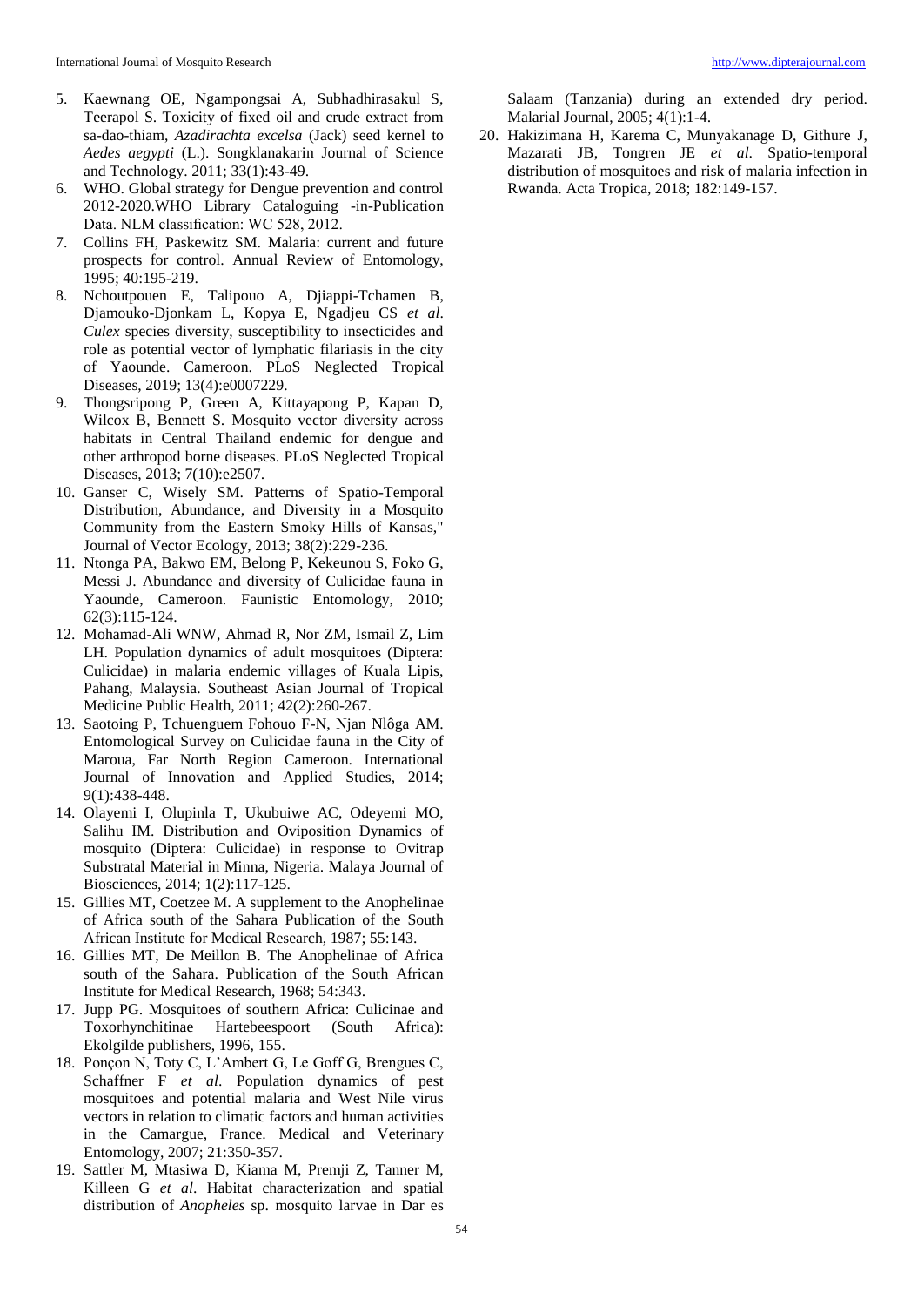5. Kaewnang OE, Ngampongsai A, Subhadhirasakul S, Teerapol S. Toxicity of fixed oil and crude extract from sa-dao-thiam, *Azadirachta excelsa* (Jack) seed kernel to *Aedes aegypti* (L.). Songklanakarin Journal of Science and Technology. 2011; 33(1):43-49.
6. WHO. Global strategy for Dengue prevention and control 2012-2020.WHO Library Cataloguing -in-Publication Data. NLM classification: WC 528, 2012.
7. Collins FH, Paskewitz SM. Malaria: current and future prospects for control. Annual Review of Entomology, 1995; 40:195-219.
8. Nchoutpouen E, Talipouo A, Djiappi-Tchamen B, Djamouko-Djonkam L, Kopya E, Ngadjeu CS *et al*. *Culex* species diversity, susceptibility to insecticides and role as potential vector of lymphatic filariasis in the city of Yaounde. Cameroon. PLoS Neglected Tropical Diseases, 2019; 13(4):e0007229.
9. Thongsripong P, Green A, Kittayapong P, Kapan D, Wilcox B, Bennett S. Mosquito vector diversity across habitats in Central Thailand endemic for dengue and other arthropod borne diseases. PLoS Neglected Tropical Diseases, 2013; 7(10):e2507.
10. Ganser C, Wisely SM. Patterns of Spatio-Temporal Distribution, Abundance, and Diversity in a Mosquito Community from the Eastern Smoky Hills of Kansas," Journal of Vector Ecology, 2013; 38(2):229-236.
11. Ntonga PA, Bakwo EM, Belong P, Kekeunou S, Foko G, Messi J. Abundance and diversity of Culicidae fauna in Yaounde, Cameroon. Faunistic Entomology, 2010; 62(3):115-124.
12. Mohamad-Ali WNW, Ahmad R, Nor ZM, Ismail Z, Lim LH. Population dynamics of adult mosquitoes (Diptera: Culicidae) in malaria endemic villages of Kuala Lipis, Pahang, Malaysia. Southeast Asian Journal of Tropical Medicine Public Health, 2011; 42(2):260-267.
13. Saotoing P, Tchuenguem Fohouo F-N, Njan Nlôga AM. Entomological Survey on Culicidae fauna in the City of Maroua, Far North Region Cameroon. International Journal of Innovation and Applied Studies, 2014; 9(1):438-448.
14. Olayemi I, Olupinla T, Ukubuiwe AC, Odeyemi MO, Salihu IM. Distribution and Oviposition Dynamics of mosquito (Diptera: Culicidae) in response to Ovitrap Substratal Material in Minna, Nigeria. Malaya Journal of Biosciences, 2014; 1(2):117-125.
15. Gillies MT, Coetzee M. A supplement to the Anophelinae of Africa south of the Sahara Publication of the South African Institute for Medical Research, 1987; 55:143.
16. Gillies MT, De Meillon B. The Anophelinae of Africa south of the Sahara. Publication of the South African Institute for Medical Research, 1968; 54:343.
17. Jupp PG. Mosquitoes of southern Africa: Culicinae and Toxorhynchitinae Hartebeespoort (South Africa): Ekolgilde publishers, 1996, 155.
18. Ponçon N, Toty C, L'Ambert G, Le Goff G, Brengues C, Schaffner F *et al*. Population dynamics of pest mosquitoes and potential malaria and West Nile virus vectors in relation to climatic factors and human activities in the Camargue, France. Medical and Veterinary Entomology, 2007; 21:350-357.
19. Sattler M, Mtasiwa D, Kiama M, Premji Z, Tanner M, Killeen G *et al*. Habitat characterization and spatial distribution of *Anopheles* sp. mosquito larvae in Dar es Salaam (Tanzania) during an extended dry period. Malarial Journal, 2005; 4(1):1-4.
20. Hakizimana H, Karema C, Munyakanage D, Githure J, Mazarati JB, Tongren JE *et al*. Spatio-temporal distribution of mosquitoes and risk of malaria infection in Rwanda. Acta Tropica, 2018; 182:149-157.